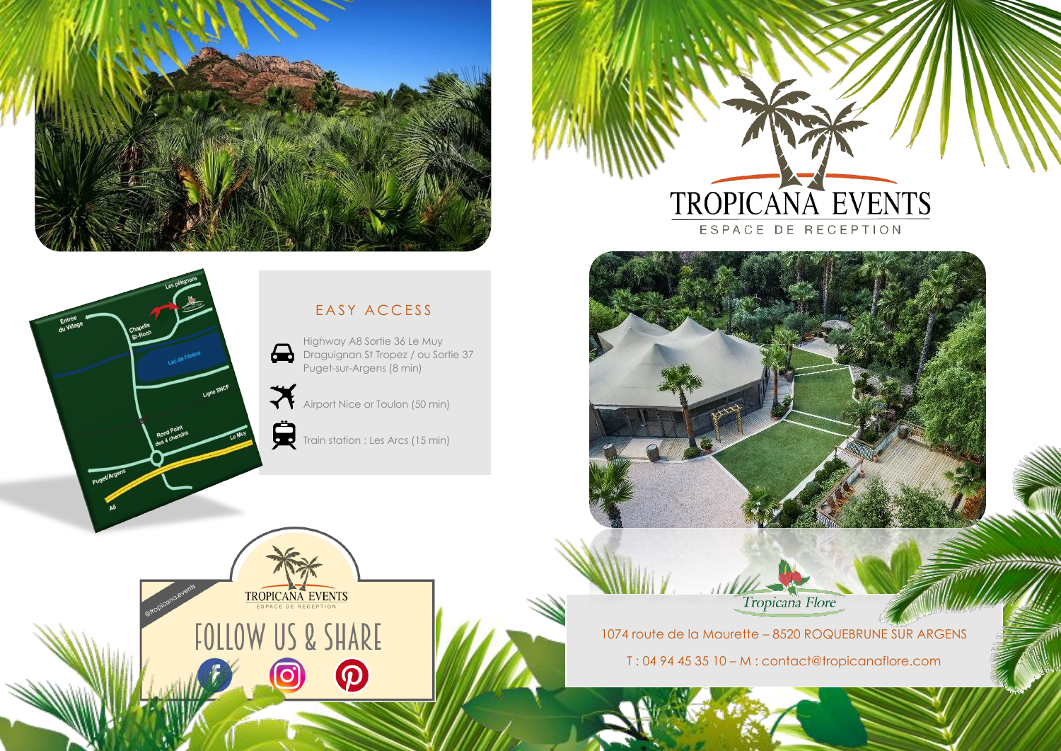# TROPICANA EVENTS

ESPACE DE RECEPTION

## EASY ACCESS

Highway A8 Sortie 36 Le Muy Draguignan St Tropez / ou Sortie 37 Puget-sur-Argens (8 min)

Airport Nice or Toulon (50 min)

Train station : Les Arcs (15 min)

Entrée du Village

Chapelle St-Roch

Les pétignons

Lac de l'Arena

Ligne SNCF

Rond Point des 4 chemins

Le Muy

Puget/Argens

A8

@tropicana.events

TROPICANA EVENTS

ESPACE DE RECEPTION

FOLLOW US & SHARE

Tropicana Flore

1074 route de la Maurette – 8520 ROQUEBRUNE SUR ARGENS

T : 04 94 45 35 10 – M : contact@tropicanaflore.com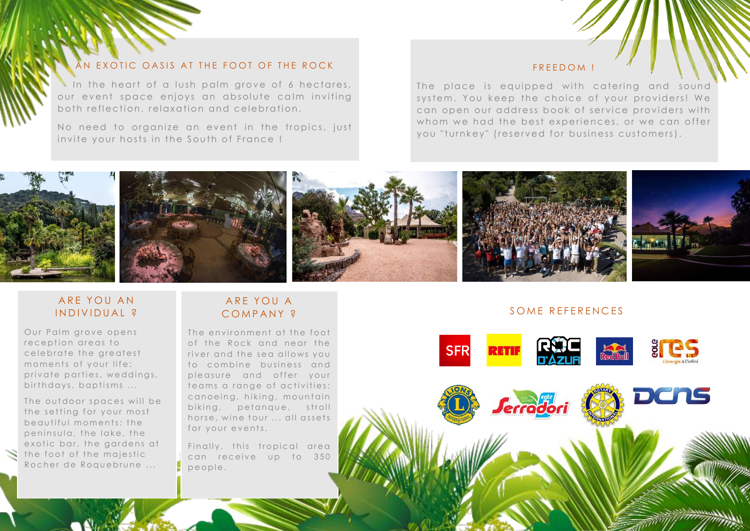## AN EXOTIC OASIS AT THE FOOT OF THE ROCK

In the heart of a lush palm grove of 6 hectares, our event space enjoys an absolute calm inviting both reflection, relaxation and celebration.

No need to organize an event in the tropics, just invite your hosts in the South of France !

## FREEDOM !

The place is equipped with catering and sound system. You keep the choice of your providers! We can open our address book of service providers with whom we had the best experiences, or we can offer you "turnkey" (reserved for business customers).

## ARE YOU AN INDIVIDUAL ?

Our Palm grove opens reception areas to celebrate the greatest moments of your life: private parties, weddings, birthdays, baptisms ...

The outdoor spaces will be the setting for your most beautiful moments: the peninsula, the lake, the exotic bar, the gardens at the foot of the majestic Rocher de Roquebrune ...

## ARE YOU A COMPANY ?

The environment at the foot of the Rock and near the river and the sea allows you to combine business and pleasure and offer your teams a range of activities: canoeing, hiking, mountain biking, petanque, stroll horse, wine tour ... all assets for your events.

Finally, this tropical area can receive up to 350 people.

## SOME REFERENCES

SFR, RETIF, ROC D'AZUR, Red Bull, eole res – L'énergie à l'infini, Lions International, Serradori, Rotary International, DCNS